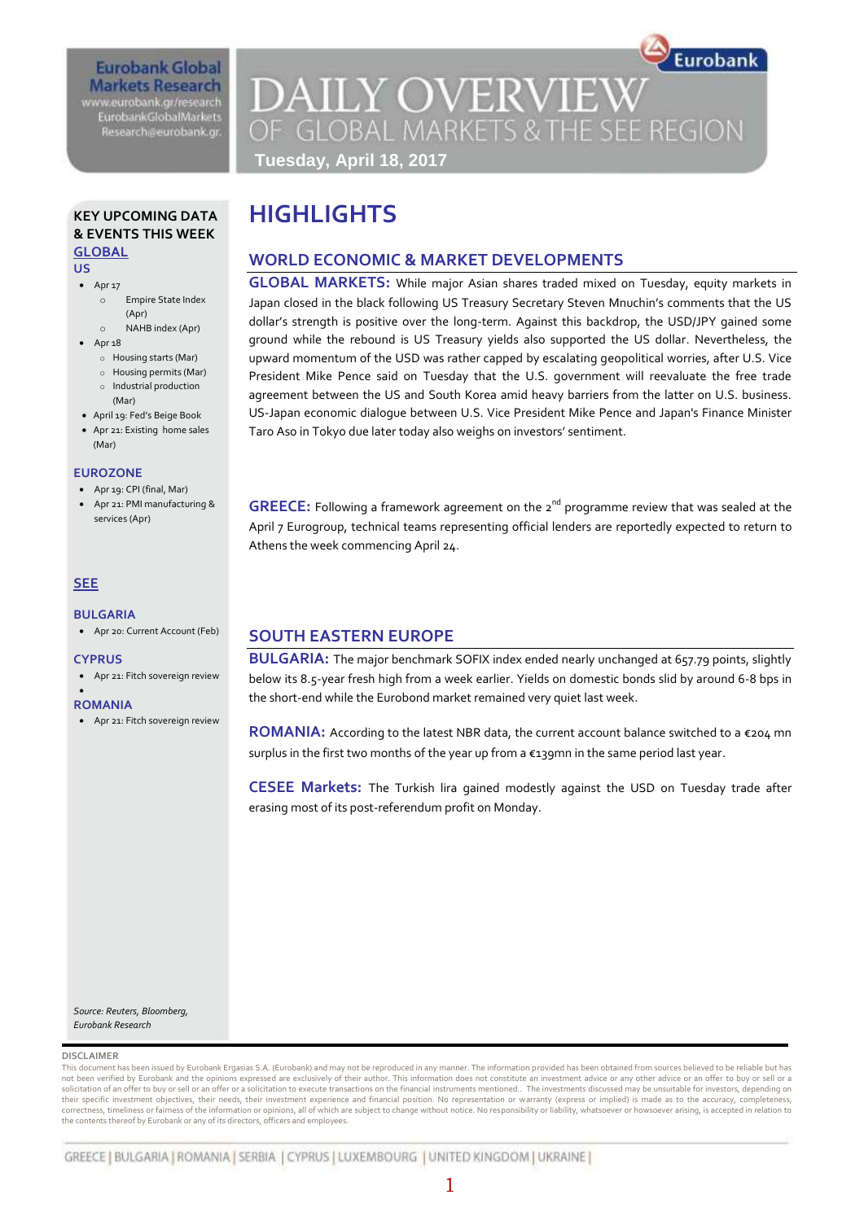Eurobank Global Markets Research
www.eurobank.gr/research
EurobankGlobalMarkets
Research@eurobank.gr

# DAILY OVERVIEW OF GLOBAL MARKETS & THE SEE REGION

**Tuesday, April 18, 2017**

## KEY UPCOMING DATA & EVENTS THIS WEEK

### GLOBAL

**US**

- Apr 17
  - Empire State Index (Apr)
  - NAHB index (Apr)
- Apr 18
  - Housing starts (Mar)
  - Housing permits (Mar)
  - Industrial production (Mar)
- April 19: Fed's Beige Book
- Apr 21: Existing home sales (Mar)

**EUROZONE**

- Apr 19: CPI (final, Mar)
- Apr 21: PMI manufacturing & services (Apr)

### SEE

**BULGARIA**

- Apr 20: Current Account (Feb)

**CYPRUS**

- Apr 21: Fitch sovereign review

**ROMANIA**

- Apr 21: Fitch sovereign review

*Source: Reuters, Bloomberg, Eurobank Research*

# HIGHLIGHTS

## WORLD ECONOMIC & MARKET DEVELOPMENTS

**GLOBAL MARKETS:** While major Asian shares traded mixed on Tuesday, equity markets in Japan closed in the black following US Treasury Secretary Steven Mnuchin's comments that the US dollar's strength is positive over the long-term. Against this backdrop, the USD/JPY gained some ground while the rebound is US Treasury yields also supported the US dollar. Nevertheless, the upward momentum of the USD was rather capped by escalating geopolitical worries, after U.S. Vice President Mike Pence said on Tuesday that the U.S. government will reevaluate the free trade agreement between the US and South Korea amid heavy barriers from the latter on U.S. business. US-Japan economic dialogue between U.S. Vice President Mike Pence and Japan's Finance Minister Taro Aso in Tokyo due later today also weighs on investors' sentiment.

**GREECE:** Following a framework agreement on the 2nd programme review that was sealed at the April 7 Eurogroup, technical teams representing official lenders are reportedly expected to return to Athens the week commencing April 24.

## SOUTH EASTERN EUROPE

**BULGARIA:** The major benchmark SOFIX index ended nearly unchanged at 657.79 points, slightly below its 8.5-year fresh high from a week earlier. Yields on domestic bonds slid by around 6-8 bps in the short-end while the Eurobond market remained very quiet last week.

**ROMANIA:** According to the latest NBR data, the current account balance switched to a €204 mn surplus in the first two months of the year up from a €139mn in the same period last year.

**CESEE Markets:** The Turkish lira gained modestly against the USD on Tuesday trade after erasing most of its post-referendum profit on Monday.

**DISCLAIMER**

This document has been issued by Eurobank Ergasias S.A. (Eurobank) and may not be reproduced in any manner. The information provided has been obtained from sources believed to be reliable but has not been verified by Eurobank and the opinions expressed are exclusively of their author. This information does not constitute an investment advice or any other advice or an offer to buy or sell or a solicitation of an offer to buy or sell or an offer or a solicitation to execute transactions on the financial instruments mentioned.. The investments discussed may be unsuitable for investors, depending on their specific investment objectives, their needs, their investment experience and financial position. No representation or warranty (express or implied) is made as to the accuracy, completeness, correctness, timeliness or fairness of the information or opinions, all of which are subject to change without notice. No responsibility or liability, whatsoever or howsoever arising, is accepted in relation to the contents thereof by Eurobank or any of its directors, officers and employees.

GREECE | BULGARIA | ROMANIA | SERBIA | CYPRUS | LUXEMBOURG | UNITED KINGDOM | UKRAINE |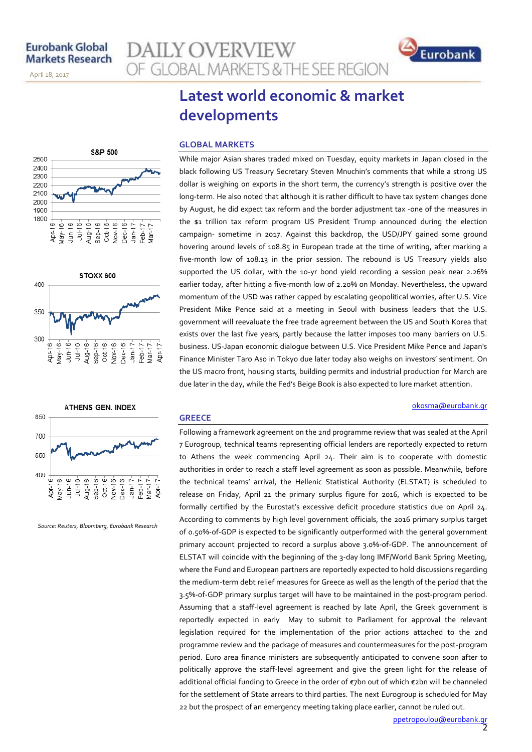# Latest world economic & market developments

## GLOBAL MARKETS

While major Asian shares traded mixed on Tuesday, equity markets in Japan closed in the black following US Treasury Secretary Steven Mnuchin's comments that while a strong US dollar is weighing on exports in the short term, the currency's strength is positive over the long-term. He also noted that although it is rather difficult to have tax system changes done by August, he did expect tax reform and the border adjustment tax -one of the measures in the $1 trillion tax reform program US President Trump announced during the election campaign- sometime in 2017. Against this backdrop, the USD/JPY gained some ground hovering around levels of 108.85 in European trade at the time of writing, after marking a five-month low of 108.13 in the prior session. The rebound is US Treasury yields also supported the US dollar, with the 10-yr bond yield recording a session peak near 2.26% earlier today, after hitting a five-month low of 2.20% on Monday. Nevertheless, the upward momentum of the USD was rather capped by escalating geopolitical worries, after U.S. Vice President Mike Pence said at a meeting in Seoul with business leaders that the U.S. government will reevaluate the free trade agreement between the US and South Korea that exists over the last five years, partly because the latter imposes too many barriers on U.S. business. US-Japan economic dialogue between U.S. Vice President Mike Pence and Japan's Finance Minister Taro Aso in Tokyo due later today also weighs on investors' sentiment. On the US macro front, housing starts, building permits and industrial production for March are due later in the day, while the Fed's Beige Book is also expected to lure market attention.

okosma@eurobank.gr

## GREECE

Following a framework agreement on the 2nd programme review that was sealed at the April 7 Eurogroup, technical teams representing official lenders are reportedly expected to return to Athens the week commencing April 24. Their aim is to cooperate with domestic authorities in order to reach a staff level agreement as soon as possible. Meanwhile, before the technical teams' arrival, the Hellenic Statistical Authority (ELSTAT) is scheduled to release on Friday, April 21 the primary surplus figure for 2016, which is expected to be formally certified by the Eurostat's excessive deficit procedure statistics due on April 24. According to comments by high level government officials, the 2016 primary surplus target of 0.50%-of-GDP is expected to be significantly outperformed with the general government primary account projected to record a surplus above 3.0%-of-GDP. The announcement of ELSTAT will coincide with the beginning of the 3-day long IMF/World Bank Spring Meeting, where the Fund and European partners are reportedly expected to hold discussions regarding the medium-term debt relief measures for Greece as well as the length of the period that the 3.5%-of-GDP primary surplus target will have to be maintained in the post-program period. Assuming that a staff-level agreement is reached by late April, the Greek government is reportedly expected in early May to submit to Parliament for approval the relevant legislation required for the implementation of the prior actions attached to the 2nd programme review and the package of measures and countermeasures for the post-program period. Euro area finance ministers are subsequently anticipated to convene soon after to politically approve the staff-level agreement and give the green light for the release of additional official funding to Greece in the order of €7bn out of which €2bn will be channeled for the settlement of State arrears to third parties. The next Eurogroup is scheduled for May 22 but the prospect of an emergency meeting taking place earlier, cannot be ruled out.

ppetropoulou@eurobank.gr

*Source: Reuters, Bloomberg, Eurobank Research*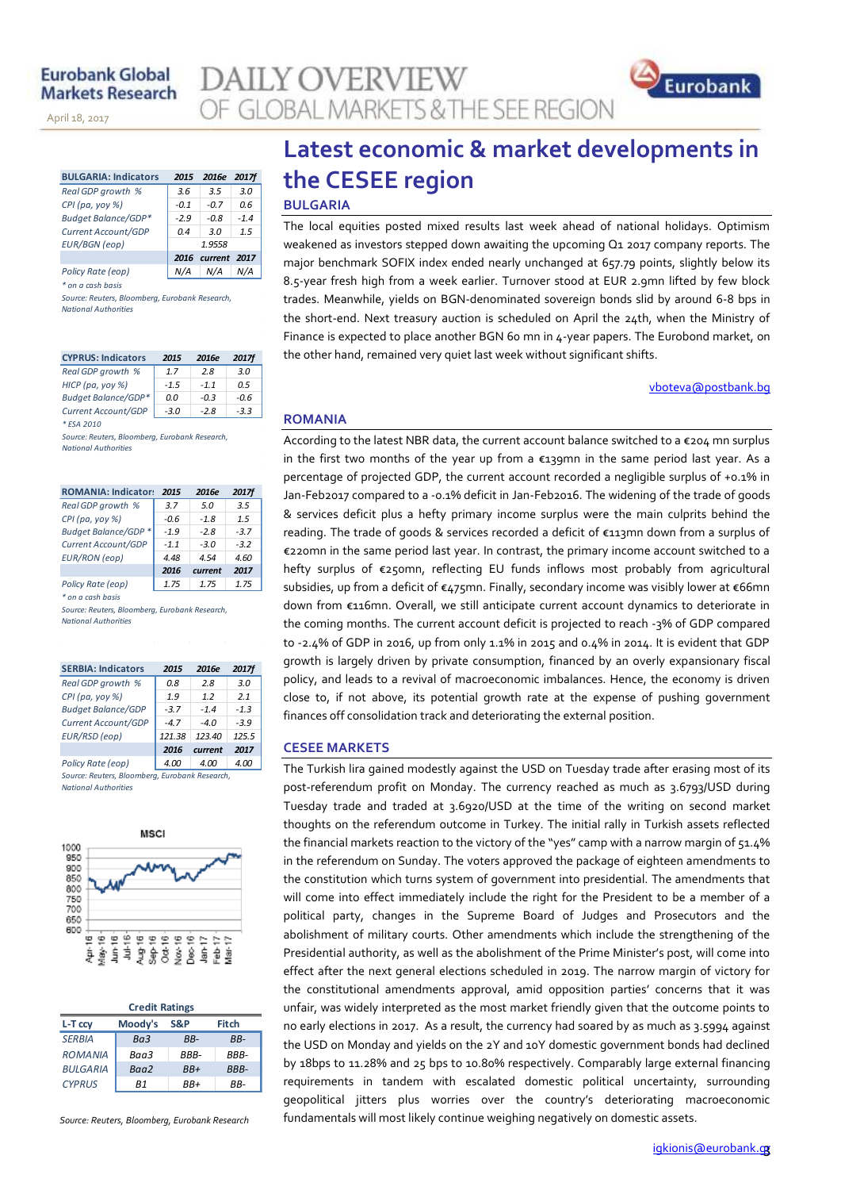# Latest economic & market developments in the CESEE region

| BULGARIA: Indicators | 2015 | 2016e | 2017f |
|---|---|---|---|
| Real GDP growth % | 3.6 | 3.5 | 3.0 |
| CPI (pa, yoy %) | -0.1 | -0.7 | 0.6 |
| Budget Balance/GDP* | -2.9 | -0.8 | -1.4 |
| Current Account/GDP | 0.4 | 3.0 | 1.5 |
| EUR/BGN (eop) | 1.9558 | | |
| | 2016 | current | 2017 |
| Policy Rate (eop) | N/A | N/A | N/A |

\* on a cash basis

Source: Reuters, Bloomberg, Eurobank Research, National Authorities

| CYPRUS: Indicators | 2015 | 2016e | 2017f |
|---|---|---|---|
| Real GDP growth % | 1.7 | 2.8 | 3.0 |
| HICP (pa, yoy %) | -1.5 | -1.1 | 0.5 |
| Budget Balance/GDP* | 0.0 | -0.3 | -0.6 |
| Current Account/GDP | -3.0 | -2.8 | -3.3 |

\* ESA 2010

Source: Reuters, Bloomberg, Eurobank Research, National Authorities

| ROMANIA: Indicators | 2015 | 2016e | 2017f |
|---|---|---|---|
| Real GDP growth % | 3.7 | 5.0 | 3.5 |
| CPI (pa, yoy %) | -0.6 | -1.8 | 1.5 |
| Budget Balance/GDP * | -1.9 | -2.8 | -3.7 |
| Current Account/GDP | -1.1 | -3.0 | -3.2 |
| EUR/RON (eop) | 4.48 | 4.54 | 4.60 |
| | 2016 | current | 2017 |
| Policy Rate (eop) | 1.75 | 1.75 | 1.75 |

\* on a cash basis

Source: Reuters, Bloomberg, Eurobank Research, National Authorities

| SERBIA: Indicators | 2015 | 2016e | 2017f |
|---|---|---|---|
| Real GDP growth % | 0.8 | 2.8 | 3.0 |
| CPI (pa, yoy %) | 1.9 | 1.2 | 2.1 |
| Budget Balance/GDP | -3.7 | -1.4 | -1.3 |
| Current Account/GDP | -4.7 | -4.0 | -3.9 |
| EUR/RSD (eop) | 121.38 | 123.40 | 125.5 |
| | 2016 | current | 2017 |
| Policy Rate (eop) | 4.00 | 4.00 | 4.00 |

Source: Reuters, Bloomberg, Eurobank Research, National Authorities

MSCI

Credit Ratings

| L-T ccy | Moody's | S&P | Fitch |
|---|---|---|---|
| SERBIA | Ba3 | BB- | BB- |
| ROMANIA | Baa3 | BBB- | BBB- |
| BULGARIA | Baa2 | BB+ | BBB- |
| CYPRUS | B1 | BB+ | BB- |

Source: Reuters, Bloomberg, Eurobank Research

## BULGARIA

The local equities posted mixed results last week ahead of national holidays. Optimism weakened as investors stepped down awaiting the upcoming Q1 2017 company reports. The major benchmark SOFIX index ended nearly unchanged at 657.79 points, slightly below its 8.5-year fresh high from a week earlier. Turnover stood at EUR 2.9mn lifted by few block trades. Meanwhile, yields on BGN-denominated sovereign bonds slid by around 6-8 bps in the short-end. Next treasury auction is scheduled on April the 24th, when the Ministry of Finance is expected to place another BGN 60 mn in 4-year papers. The Eurobond market, on the other hand, remained very quiet last week without significant shifts.

vboteva@postbank.bg

## ROMANIA

According to the latest NBR data, the current account balance switched to a €204 mn surplus in the first two months of the year up from a €139mn in the same period last year. As a percentage of projected GDP, the current account recorded a negligible surplus of +0.1% in Jan-Feb2017 compared to a -0.1% deficit in Jan-Feb2016. The widening of the trade of goods & services deficit plus a hefty primary income surplus were the main culprits behind the reading. The trade of goods & services recorded a deficit of €113mn down from a surplus of €220mn in the same period last year. In contrast, the primary income account switched to a hefty surplus of €250mn, reflecting EU funds inflows most probably from agricultural subsidies, up from a deficit of €475mn. Finally, secondary income was visibly lower at €66mn down from €116mn. Overall, we still anticipate current account dynamics to deteriorate in the coming months. The current account deficit is projected to reach -3% of GDP compared to -2.4% of GDP in 2016, up from only 1.1% in 2015 and 0.4% in 2014. It is evident that GDP growth is largely driven by private consumption, financed by an overly expansionary fiscal policy, and leads to a revival of macroeconomic imbalances. Hence, the economy is driven close to, if not above, its potential growth rate at the expense of pushing government finances off consolidation track and deteriorating the external position.

## CESEE MARKETS

The Turkish lira gained modestly against the USD on Tuesday trade after erasing most of its post-referendum profit on Monday. The currency reached as much as 3.6793/USD during Tuesday trade and traded at 3.6920/USD at the time of the writing on second market thoughts on the referendum outcome in Turkey. The initial rally in Turkish assets reflected the financial markets reaction to the victory of the "yes" camp with a narrow margin of 51.4% in the referendum on Sunday. The voters approved the package of eighteen amendments to the constitution which turns system of government into presidential. The amendments that will come into effect immediately include the right for the President to be a member of a political party, changes in the Supreme Board of Judges and Prosecutors and the abolishment of military courts. Other amendments which include the strengthening of the Presidential authority, as well as the abolishment of the Prime Minister's post, will come into effect after the next general elections scheduled in 2019. The narrow margin of victory for the constitutional amendments approval, amid opposition parties' concerns that it was unfair, was widely interpreted as the most market friendly given that the outcome points to no early elections in 2017. As a result, the currency had soared by as much as 3.5994 against the USD on Monday and yields on the 2Y and 10Y domestic government bonds had declined by 18bps to 11.28% and 25 bps to 10.80% respectively. Comparably large external financing requirements in tandem with escalated domestic political uncertainty, surrounding geopolitical jitters plus worries over the country's deteriorating macroeconomic fundamentals will most likely continue weighing negatively on domestic assets.

igkionis@eurobank.gr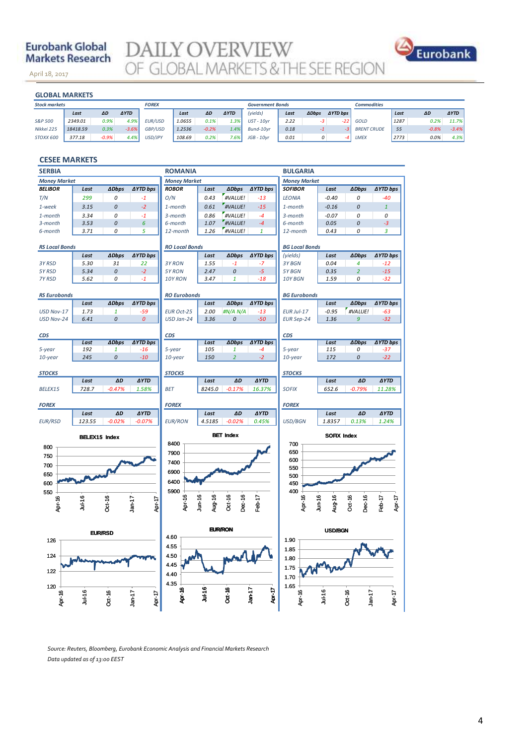## GLOBAL MARKETS

| Stock markets | Last | ΔD | ΔYTD |
|---|---|---|---|
| S&P 500 | 2349.01 | 0.9% | 4.9% |
| Nikkei 225 | 18418.59 | 0.3% | -3.6% |
| STOXX 600 | 377.18 | -0.9% | 4.4% |

| FOREX | Last | ΔD | ΔYTD |
|---|---|---|---|
| EUR/USD | 1.0655 | 0.1% | 1.3% |
| GBP/USD | 1.2536 | -0.2% | 1.4% |
| USD/JPY | 108.69 | 0.2% | 7.6% |

| Government Bonds (yields) | Last | ΔDbps | ΔYTD bps |
|---|---|---|---|
| UST - 10yr | 2.22 | -3 | -22 |
| Bund-10yr | 0.18 | -1 | -3 |
| JGB - 10yr | 0.01 | 0 | -4 |

| Commodities | Last | ΔD | ΔYTD |
|---|---|---|---|
| GOLD | 1287 | 0.2% | 11.7% |
| BRENT CRUDE | 55 | -0.8% | -3.4% |
| LMEX | 2773 | 0.0% | 4.3% |

## CESEE MARKETS

### SERBIA

**Money Market**

| BELIBOR | Last | ΔDbps | ΔYTD bps |
|---|---|---|---|
| T/N | 299 | 0 | -1 |
| 1-week | 3.15 | 0 | -2 |
| 1-month | 3.34 | 0 | -1 |
| 3-month | 3.53 | 0 | 6 |
| 6-month | 3.71 | 0 | 5 |

**RS Local Bonds**

| | Last | ΔDbps | ΔYTD bps |
|---|---|---|---|
| 3Y RSD | 5.30 | 31 | 22 |
| 5Y RSD | 5.34 | 0 | -2 |
| 7Y RSD | 5.62 | 0 | -1 |

**RS Eurobonds**

| | Last | ΔDbps | ΔYTD bps |
|---|---|---|---|
| USD Nov-17 | 1.73 | 1 | -59 |
| USD Nov-24 | 6.41 | 0 | 0 |

**CDS**

| | Last | ΔDbps | ΔYTD bps |
|---|---|---|---|
| 5-year | 192 | 1 | -16 |
| 10-year | 245 | 0 | -10 |

**STOCKS**

| | Last | ΔD | ΔYTD |
|---|---|---|---|
| BELEX15 | 728.7 | -0.47% | 1.58% |

**FOREX**

| | Last | ΔD | ΔYTD |
|---|---|---|---|
| EUR/RSD | 123.55 | -0.02% | -0.07% |

### ROMANIA

**Money Market**

| ROBOR | Last | ΔDbps | ΔYTD bps |
|---|---|---|---|
| O/N | 0.43 | #VALUE! | -13 |
| 1-month | 0.61 | #VALUE! | -15 |
| 3-month | 0.86 | #VALUE! | -4 |
| 6-month | 1.07 | #VALUE! | -4 |
| 12-month | 1.26 | #VALUE! | 1 |

**RO Local Bonds**

| | Last | ΔDbps | ΔYTD bps |
|---|---|---|---|
| 3Y RON | 1.55 | -1 | -7 |
| 5Y RON | 2.47 | 0 | -5 |
| 10Y RON | 3.47 | 1 | -18 |

**RO Eurobonds**

| | Last | ΔDbps | ΔYTD bps |
|---|---|---|---|
| EUR Oct-25 | 2.00 | #N/A N/A | -13 |
| USD Jan-24 | 3.36 | 0 | -50 |

**CDS**

| | Last | ΔDbps | ΔYTD bps |
|---|---|---|---|
| 5-year | 105 | 1 | -4 |
| 10-year | 150 | 2 | -2 |

**STOCKS**

| | Last | ΔD | ΔYTD |
|---|---|---|---|
| BET | 8245.0 | -0.17% | 16.37% |

**FOREX**

| | Last | ΔD | ΔYTD |
|---|---|---|---|
| EUR/RON | 4.5185 | -0.02% | 0.45% |

### BULGARIA

**Money Market**

| SOFIBOR | Last | ΔDbps | ΔYTD bps |
|---|---|---|---|
| LEONIA | -0.40 | 0 | -40 |
| 1-month | -0.16 | 0 | 1 |
| 3-month | -0.07 | 0 | 0 |
| 6-month | 0.05 | 0 | -3 |
| 12-month | 0.43 | 0 | 3 |

**BG Local Bonds**

| (yields) | Last | ΔDbps | ΔYTD bps |
|---|---|---|---|
| 3Y BGN | 0.04 | 4 | -12 |
| 5Y BGN | 0.35 | 2 | -15 |
| 10Y BGN | 1.59 | 0 | -32 |

**BG Eurobonds**

| | Last | ΔDbps | ΔYTD bps |
|---|---|---|---|
| EUR Jul-17 | -0.95 | #VALUE! | -63 |
| EUR Sep-24 | 1.36 | 9 | -32 |

**CDS**

| | Last | ΔDbps | ΔYTD bps |
|---|---|---|---|
| 5-year | 115 | 0 | -37 |
| 10-year | 172 | 0 | -22 |

**STOCKS**

| | Last | ΔD | ΔYTD |
|---|---|---|---|
| SOFIX | 652.6 | -0.79% | 11.28% |

**FOREX**

| | Last | ΔD | ΔYTD |
|---|---|---|---|
| USD/BGN | 1.8357 | 0.13% | 1.24% |

Source: Reuters, Bloomberg, Eurobank Economic Analysis and Financial Markets Research
Data updated as of 13:00 EEST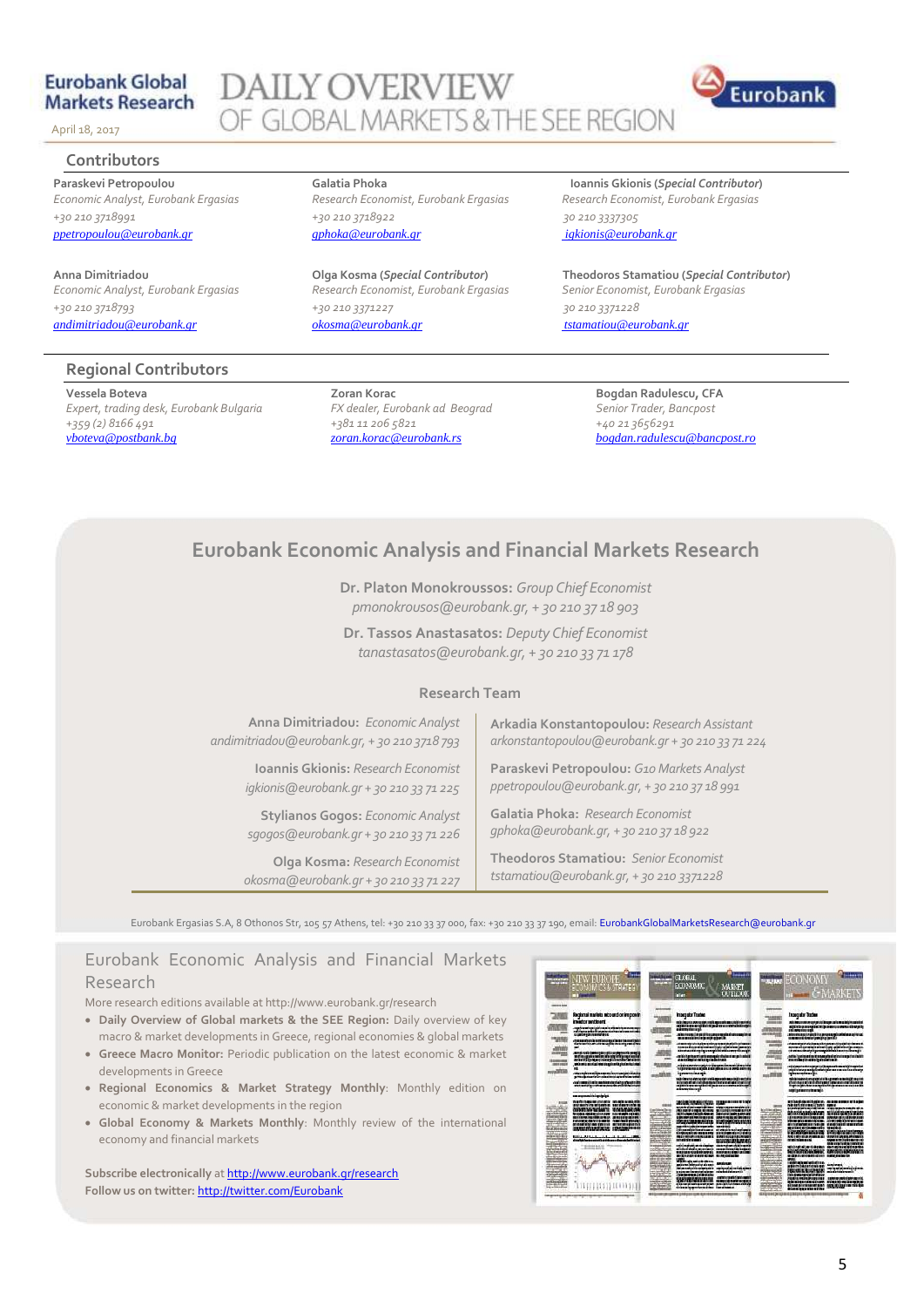Eurobank Global Markets Research

April 18, 2017

# DAILY OVERVIEW OF GLOBAL MARKETS & THE SEE REGION

## Contributors

**Paraskevi Petropoulou**
*Economic Analyst, Eurobank Ergasias*
*+30 210 3718991*
*ppetropoulou@eurobank.gr*

**Galatia Phoka**
*Research Economist, Eurobank Ergasias*
*+30 210 3718922*
*gphoka@eurobank.gr*

**Ioannis Gkionis (*Special Contributor*)**
*Research Economist, Eurobank Ergasias*
*30 210 3337305*
*igkionis@eurobank.gr*

**Anna Dimitriadou**
*Economic Analyst, Eurobank Ergasias*
*+30 210 3718793*
*andimitriadou@eurobank.gr*

**Olga Kosma (*Special Contributor*)**
*Research Economist, Eurobank Ergasias*
*+30 210 3371227*
*okosma@eurobank.gr*

**Theodoros Stamatiou (*Special Contributor*)**
*Senior Economist, Eurobank Ergasias*
*30 210 3371228*
*tstamatiou@eurobank.gr*

## Regional Contributors

**Vessela Boteva**
*Expert, trading desk, Eurobank Bulgaria*
*+359 (2) 8166 491*
*vboteva@postbank.bg*

**Zoran Korac**
*FX dealer, Eurobank ad Beograd*
*+381 11 206 5821*
*zoran.korac@eurobank.rs*

**Bogdan Radulescu, CFA**
*Senior Trader, Bancpost*
*+40 21 3656291*
*bogdan.radulescu@bancpost.ro*

## Eurobank Economic Analysis and Financial Markets Research

**Dr. Platon Monokroussos:** *Group Chief Economist*
*pmonokrousos@eurobank.gr, + 30 210 37 18 903*

**Dr. Tassos Anastasatos:** *Deputy Chief Economist*
*tanastasatos@eurobank.gr, + 30 210 33 71 178*

### Research Team

**Anna Dimitriadou:** *Economic Analyst*
*andimitriadou@eurobank.gr, + 30 210 3718 793*

**Ioannis Gkionis:** *Research Economist*
*igkionis@eurobank.gr + 30 210 33 71 225*

**Stylianos Gogos:** *Economic Analyst*
*sgogos@eurobank.gr + 30 210 33 71 226*

**Olga Kosma:** *Research Economist*
*okosma@eurobank.gr + 30 210 33 71 227*

**Arkadia Konstantopoulou:** *Research Assistant*
*arkonstantopoulou@eurobank.gr + 30 210 33 71 224*

**Paraskevi Petropoulou:** *G10 Markets Analyst*
*ppetropoulou@eurobank.gr, + 30 210 37 18 991*

**Galatia Phoka:** *Research Economist*
*gphoka@eurobank.gr, + 30 210 37 18 922*

**Theodoros Stamatiou:** *Senior Economist*
*tstamatiou@eurobank.gr, + 30 210 3371228*

Eurobank Ergasias S.A, 8 Othonos Str, 105 57 Athens, tel: +30 210 33 37 000, fax: +30 210 33 37 190, email: EurobankGlobalMarketsResearch@eurobank.gr

## Eurobank Economic Analysis and Financial Markets Research

More research editions available at http://www.eurobank.gr/research

- **Daily Overview of Global markets & the SEE Region:** Daily overview of key macro & market developments in Greece, regional economies & global markets
- **Greece Macro Monitor:** Periodic publication on the latest economic & market developments in Greece
- **Regional Economics & Market Strategy Monthly**: Monthly edition on economic & market developments in the region
- **Global Economy & Markets Monthly**: Monthly review of the international economy and financial markets

**Subscribe electronically** at http://www.eurobank.gr/research
**Follow us on twitter:** http://twitter.com/Eurobank